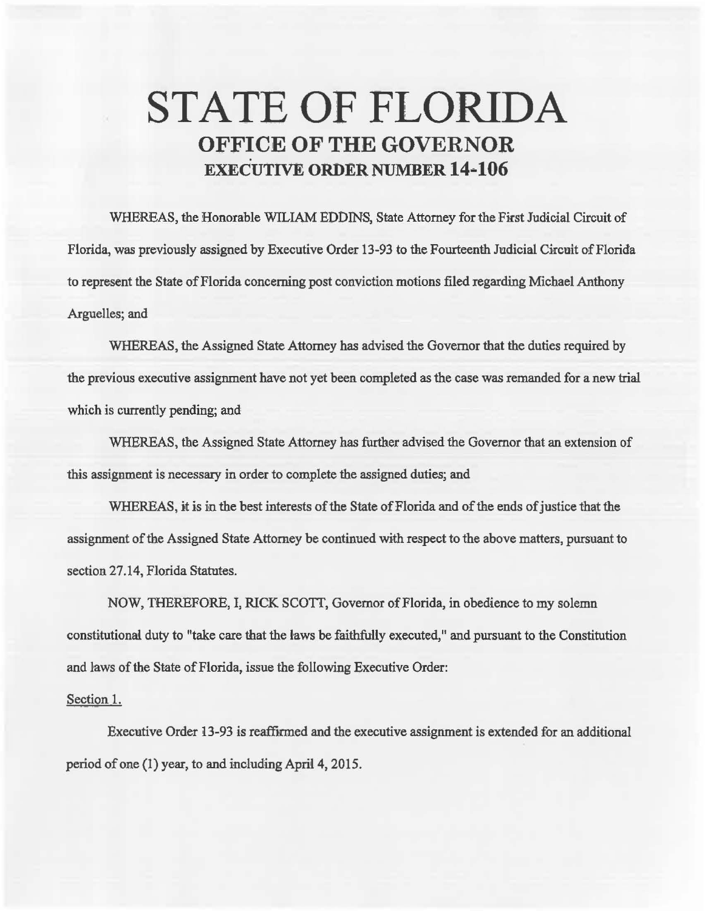# STATE OF FLORIDA

## OFFICE OF THE GOVERNOR

## EXECUTIVE ORDER NUMBER 14-106

WHEREAS, the Honorable WILIAM EDDINS, State Attorney for the First Judicial Circuit of Florida, was previously assigned by Executive Order 13-93 to the Fourteenth Judicial Circuit of Florida to represent the State of Florida concerning post conviction motions filed regarding Michael Anthony Arguelles; and

WHEREAS, the Assigned State Attorney has advised the Governor that the duties required by the previous executive assignment have not yet been completed as the case was remanded for a new trial which is currently pending; and

WHEREAS, the Assigned State Attorney has further advised the Governor that an extension of this assignment is necessary in order to complete the assigned duties; and

WHEREAS, it is in the best interests of the State of Florida and of the ends of justice that the assignment of the Assigned State Attorney be continued with respect to the above matters, pursuant to section 27.14, Florida Statutes.

NOW, THEREFORE, I, RICK SCOTT, Governor of Florida, in obedience to my solemn constitutional duty to "take care that the laws be faithfully executed," and pursuant to the Constitution and laws of the State of Florida, issue the following Executive Order:

Section 1.

Executive Order 13-93 is reaffirmed and the executive assignment is extended for an additional period of one (1) year, to and including April 4, 2015.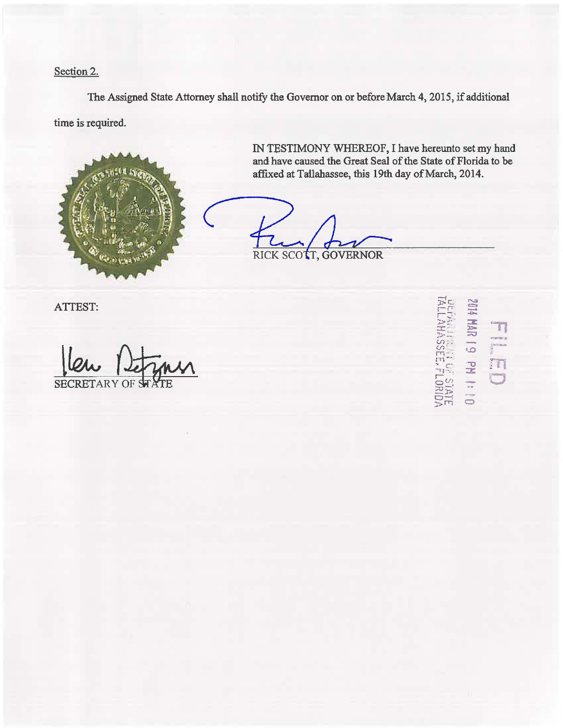Section 2.

The Assigned State Attorney shall notify the Governor on or before March 4, 2015, if additional time is required.

IN TESTIMONY WHEREOF, I have hereunto set my hand and have caused the Great Seal of the State of Florida to be affixed at Tallahassee, this 19th day of March, 2014.

RICK SCOTT, GOVERNOR

ATTEST:

SECRETARY OF STATE

FILED

2014 MAR 19 PM 1:10

DEPARTMENT OF STATE
TALLAHASSEE, FLORIDA